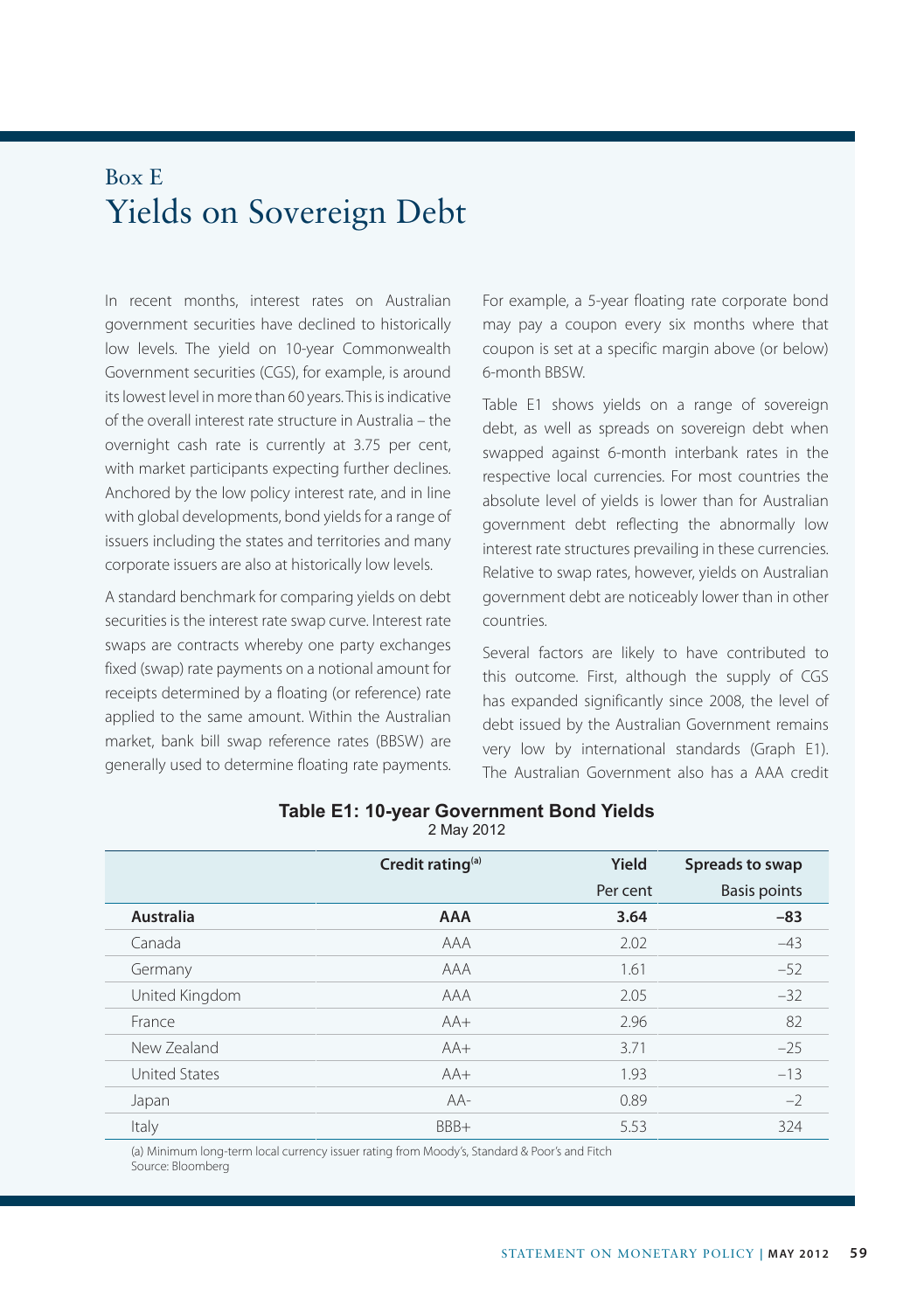# Box E
# Yields on Sovereign Debt

In recent months, interest rates on Australian government securities have declined to historically low levels. The yield on 10-year Commonwealth Government securities (CGS), for example, is around its lowest level in more than 60 years. This is indicative of the overall interest rate structure in Australia – the overnight cash rate is currently at 3.75 per cent, with market participants expecting further declines. Anchored by the low policy interest rate, and in line with global developments, bond yields for a range of issuers including the states and territories and many corporate issuers are also at historically low levels.

A standard benchmark for comparing yields on debt securities is the interest rate swap curve. Interest rate swaps are contracts whereby one party exchanges fixed (swap) rate payments on a notional amount for receipts determined by a floating (or reference) rate applied to the same amount. Within the Australian market, bank bill swap reference rates (BBSW) are generally used to determine floating rate payments. For example, a 5-year floating rate corporate bond may pay a coupon every six months where that coupon is set at a specific margin above (or below) 6-month BBSW.

Table E1 shows yields on a range of sovereign debt, as well as spreads on sovereign debt when swapped against 6-month interbank rates in the respective local currencies. For most countries the absolute level of yields is lower than for Australian government debt reflecting the abnormally low interest rate structures prevailing in these currencies. Relative to swap rates, however, yields on Australian government debt are noticeably lower than in other countries.

Several factors are likely to have contributed to this outcome. First, although the supply of CGS has expanded significantly since 2008, the level of debt issued by the Australian Government remains very low by international standards (Graph E1). The Australian Government also has a AAA credit

**Table E1: 10-year Government Bond Yields**
2 May 2012

| | Credit rating[a] | Yield | Spreads to swap |
|---|---|---|---|
| | | Per cent | Basis points |
| **Australia** | **AAA** | **3.64** | **–83** |
| Canada | AAA | 2.02 | –43 |
| Germany | AAA | 1.61 | –52 |
| United Kingdom | AAA | 2.05 | –32 |
| France | AA+ | 2.96 | 82 |
| New Zealand | AA+ | 3.71 | –25 |
| United States | AA+ | 1.93 | –13 |
| Japan | AA- | 0.89 | –2 |
| Italy | BBB+ | 5.53 | 324 |

(a) Minimum long-term local currency issuer rating from Moody's, Standard & Poor's and Fitch
Source: Bloomberg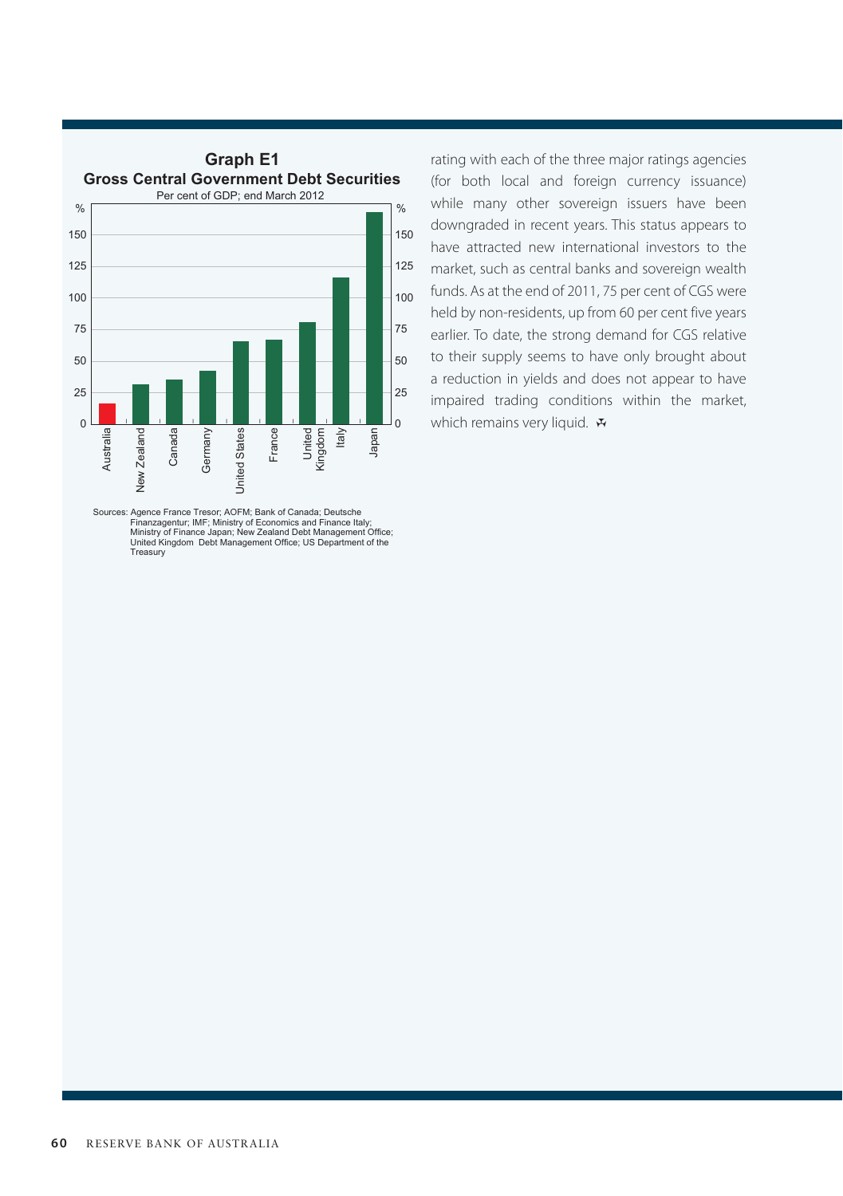**Graph E1**
**Gross Central Government Debt Securities**
Per cent of GDP; end March 2012

%
150
125
100
75
50
25
0

%
150
125
100
75
50
25
0

Australia
New Zealand
Canada
Germany
United States
France
United Kingdom
Italy
Japan

Sources: Agence France Tresor; AOFM; Bank of Canada; Deutsche Finanzagentur; IMF; Ministry of Economics and Finance Italy; Ministry of Finance Japan; New Zealand Debt Management Office; United Kingdom Debt Management Office; US Department of the Treasury

rating with each of the three major ratings agencies (for both local and foreign currency issuance) while many other sovereign issuers have been downgraded in recent years. This status appears to have attracted new international investors to the market, such as central banks and sovereign wealth funds. As at the end of 2011, 75 per cent of CGS were held by non-residents, up from 60 per cent five years earlier. To date, the strong demand for CGS relative to their supply seems to have only brought about a reduction in yields and does not appear to have impaired trading conditions within the market, which remains very liquid.